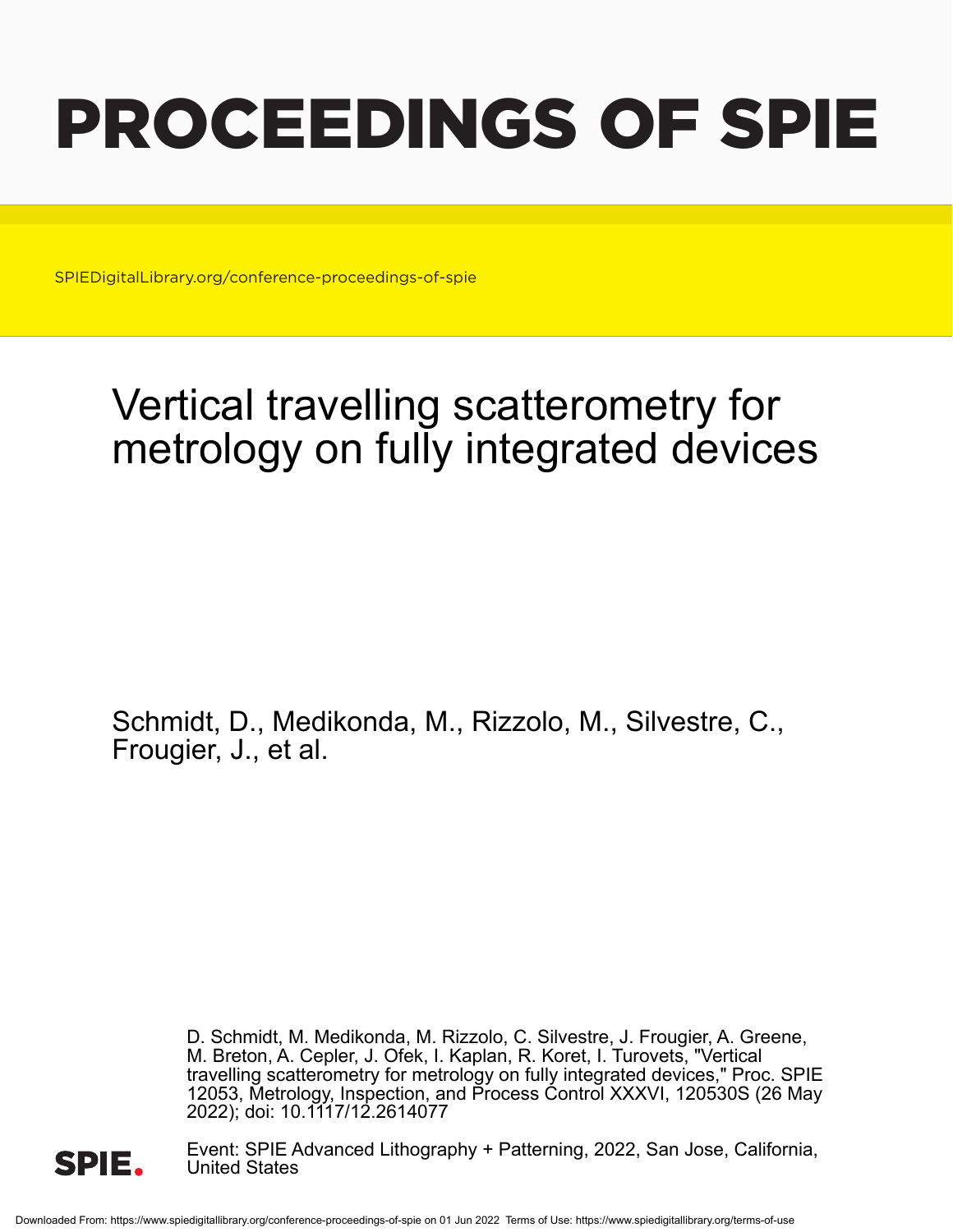# PROCEEDINGS OF SPIE

SPIEDigitalLibrary.org/conference-proceedings-of-spie

# Vertical travelling scatterometry for metrology on fully integrated devices

Schmidt, D., Medikonda, M., Rizzolo, M., Silvestre, C., Frougier, J., et al.

D. Schmidt, M. Medikonda, M. Rizzolo, C. Silvestre, J. Frougier, A. Greene, M. Breton, A. Cepler, J. Ofek, I. Kaplan, R. Koret, I. Turovets, "Vertical travelling scatterometry for metrology on fully integrated devices," Proc. SPIE 12053, Metrology, Inspection, and Process Control XXXVI, 120530S (26 May 2022); doi: 10.1117/12.2614077

Event: SPIE Advanced Lithography + Patterning, 2022, San Jose, California, United States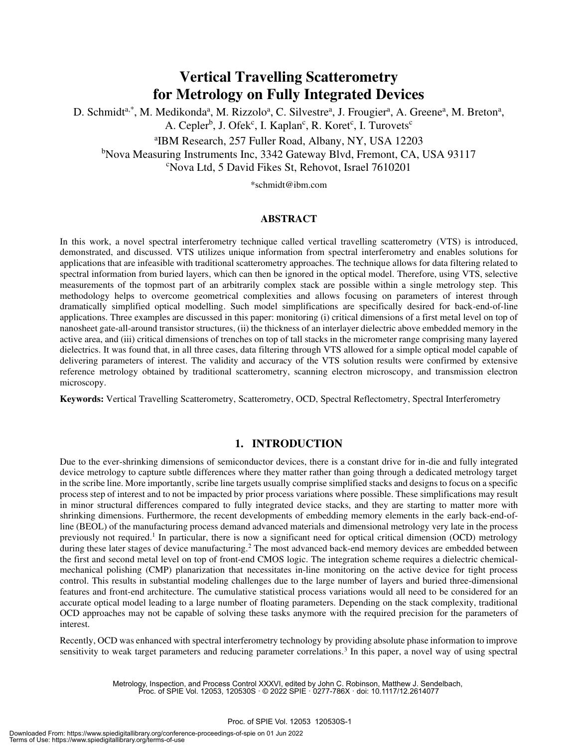# Vertical Travelling Scatterometry for Metrology on Fully Integrated Devices

D. Schmidt[a,*], M. Medikonda[a], M. Rizzolo[a], C. Silvestre[a], J. Frougier[a], A. Greene[a], M. Breton[a], A. Cepler[b], J. Ofek[c], I. Kaplan[c], R. Koret[c], I. Turovets[c]

[a]IBM Research, 257 Fuller Road, Albany, NY, USA 12203
[b]Nova Measuring Instruments Inc, 3342 Gateway Blvd, Fremont, CA, USA 93117
[c]Nova Ltd, 5 David Fikes St, Rehovot, Israel 7610201

*schmidt@ibm.com

## ABSTRACT

In this work, a novel spectral interferometry technique called vertical travelling scatterometry (VTS) is introduced, demonstrated, and discussed. VTS utilizes unique information from spectral interferometry and enables solutions for applications that are infeasible with traditional scatterometry approaches. The technique allows for data filtering related to spectral information from buried layers, which can then be ignored in the optical model. Therefore, using VTS, selective measurements of the topmost part of an arbitrarily complex stack are possible within a single metrology step. This methodology helps to overcome geometrical complexities and allows focusing on parameters of interest through dramatically simplified optical modelling. Such model simplifications are specifically desired for back-end-of-line applications. Three examples are discussed in this paper: monitoring (i) critical dimensions of a first metal level on top of nanosheet gate-all-around transistor structures, (ii) the thickness of an interlayer dielectric above embedded memory in the active area, and (iii) critical dimensions of trenches on top of tall stacks in the micrometer range comprising many layered dielectrics. It was found that, in all three cases, data filtering through VTS allowed for a simple optical model capable of delivering parameters of interest. The validity and accuracy of the VTS solution results were confirmed by extensive reference metrology obtained by traditional scatterometry, scanning electron microscopy, and transmission electron microscopy.

**Keywords:** Vertical Travelling Scatterometry, Scatterometry, OCD, Spectral Reflectometry, Spectral Interferometry

## 1. INTRODUCTION

Due to the ever-shrinking dimensions of semiconductor devices, there is a constant drive for in-die and fully integrated device metrology to capture subtle differences where they matter rather than going through a dedicated metrology target in the scribe line. More importantly, scribe line targets usually comprise simplified stacks and designs to focus on a specific process step of interest and to not be impacted by prior process variations where possible. These simplifications may result in minor structural differences compared to fully integrated device stacks, and they are starting to matter more with shrinking dimensions. Furthermore, the recent developments of embedding memory elements in the early back-end-of-line (BEOL) of the manufacturing process demand advanced materials and dimensional metrology very late in the process previously not required.[1] In particular, there is now a significant need for optical critical dimension (OCD) metrology during these later stages of device manufacturing.[2] The most advanced back-end memory devices are embedded between the first and second metal level on top of front-end CMOS logic. The integration scheme requires a dielectric chemical-mechanical polishing (CMP) planarization that necessitates in-line monitoring on the active device for tight process control. This results in substantial modeling challenges due to the large number of layers and buried three-dimensional features and front-end architecture. The cumulative statistical process variations would all need to be considered for an accurate optical model leading to a large number of floating parameters. Depending on the stack complexity, traditional OCD approaches may not be capable of solving these tasks anymore with the required precision for the parameters of interest.

Recently, OCD was enhanced with spectral interferometry technology by providing absolute phase information to improve sensitivity to weak target parameters and reducing parameter correlations.[3] In this paper, a novel way of using spectral

Metrology, Inspection, and Process Control XXXVI, edited by John C. Robinson, Matthew J. Sendelbach, Proc. of SPIE Vol. 12053, 120530S · © 2022 SPIE · 0277-786X · doi: 10.1117/12.2614077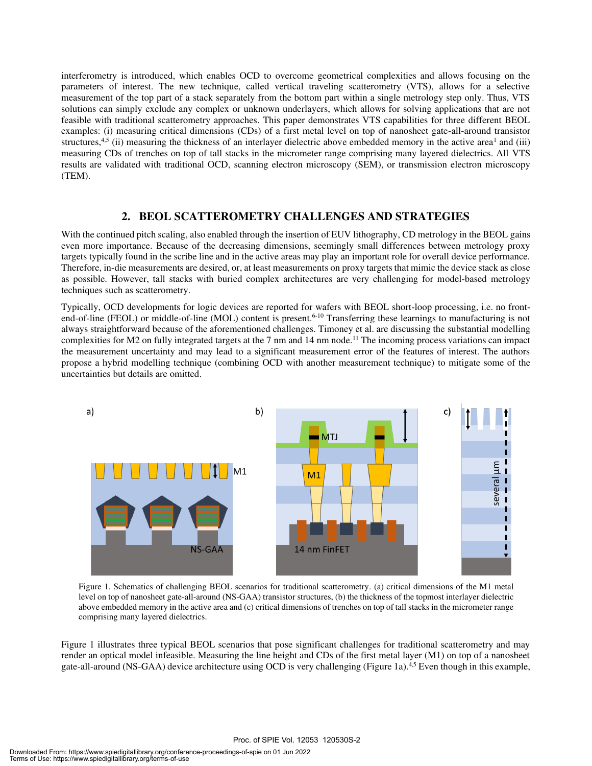interferometry is introduced, which enables OCD to overcome geometrical complexities and allows focusing on the parameters of interest. The new technique, called vertical traveling scatterometry (VTS), allows for a selective measurement of the top part of a stack separately from the bottom part within a single metrology step only. Thus, VTS solutions can simply exclude any complex or unknown underlayers, which allows for solving applications that are not feasible with traditional scatterometry approaches. This paper demonstrates VTS capabilities for three different BEOL examples: (i) measuring critical dimensions (CDs) of a first metal level on top of nanosheet gate-all-around transistor structures,[4,5] (ii) measuring the thickness of an interlayer dielectric above embedded memory in the active area[1] and (iii) measuring CDs of trenches on top of tall stacks in the micrometer range comprising many layered dielectrics. All VTS results are validated with traditional OCD, scanning electron microscopy (SEM), or transmission electron microscopy (TEM).

## 2. BEOL SCATTEROMETRY CHALLENGES AND STRATEGIES

With the continued pitch scaling, also enabled through the insertion of EUV lithography, CD metrology in the BEOL gains even more importance. Because of the decreasing dimensions, seemingly small differences between metrology proxy targets typically found in the scribe line and in the active areas may play an important role for overall device performance. Therefore, in-die measurements are desired, or, at least measurements on proxy targets that mimic the device stack as close as possible. However, tall stacks with buried complex architectures are very challenging for model-based metrology techniques such as scatterometry.

Typically, OCD developments for logic devices are reported for wafers with BEOL short-loop processing, i.e. no front-end-of-line (FEOL) or middle-of-line (MOL) content is present.[6-10] Transferring these learnings to manufacturing is not always straightforward because of the aforementioned challenges. Timoney et al. are discussing the substantial modelling complexities for M2 on fully integrated targets at the 7 nm and 14 nm node.[11] The incoming process variations can impact the measurement uncertainty and may lead to a significant measurement error of the features of interest. The authors propose a hybrid modelling technique (combining OCD with another measurement technique) to mitigate some of the uncertainties but details are omitted.

Figure 1. Schematics of challenging BEOL scenarios for traditional scatterometry. (a) critical dimensions of the M1 metal level on top of nanosheet gate-all-around (NS-GAA) transistor structures, (b) the thickness of the topmost interlayer dielectric above embedded memory in the active area and (c) critical dimensions of trenches on top of tall stacks in the micrometer range comprising many layered dielectrics.

Figure 1 illustrates three typical BEOL scenarios that pose significant challenges for traditional scatterometry and may render an optical model infeasible. Measuring the line height and CDs of the first metal layer (M1) on top of a nanosheet gate-all-around (NS-GAA) device architecture using OCD is very challenging (Figure 1a).[4,5] Even though in this example,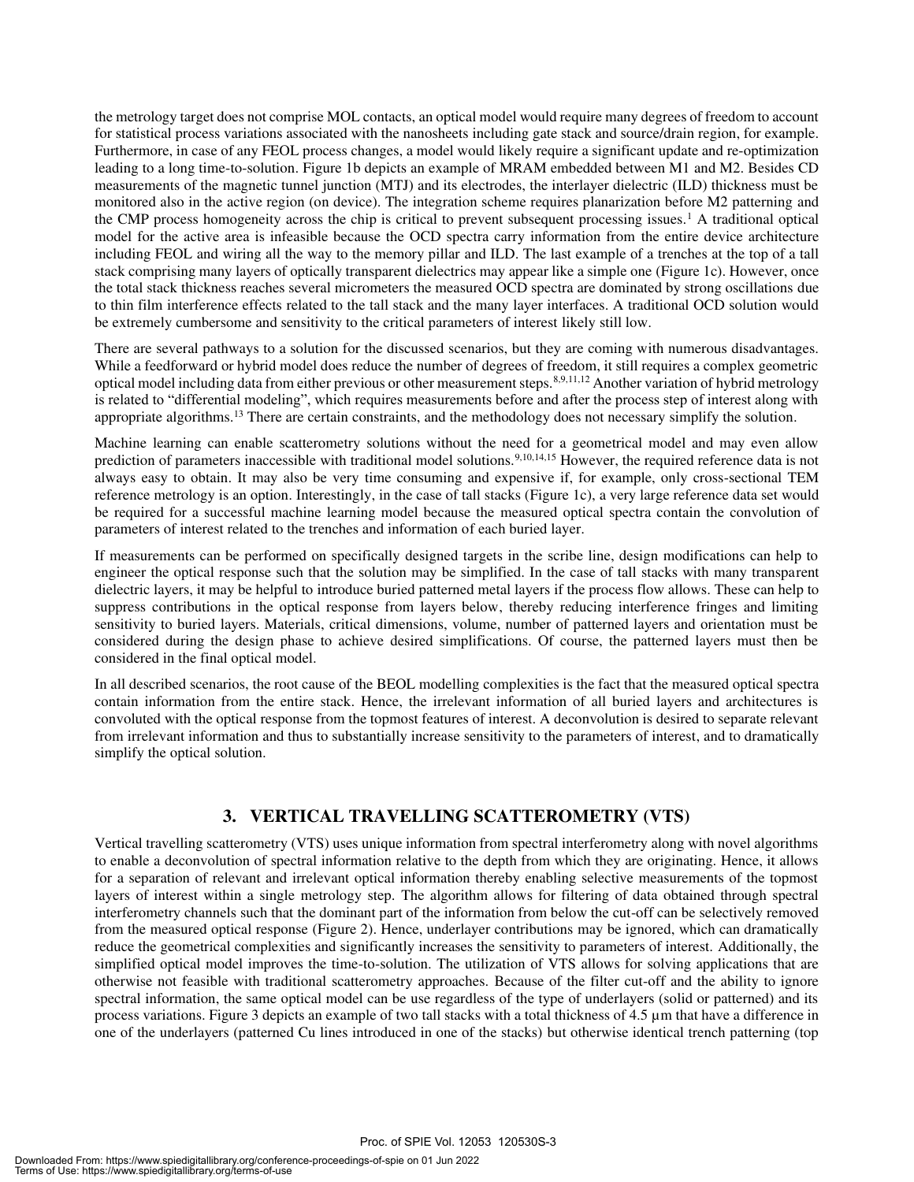the metrology target does not comprise MOL contacts, an optical model would require many degrees of freedom to account for statistical process variations associated with the nanosheets including gate stack and source/drain region, for example. Furthermore, in case of any FEOL process changes, a model would likely require a significant update and re-optimization leading to a long time-to-solution. Figure 1b depicts an example of MRAM embedded between M1 and M2. Besides CD measurements of the magnetic tunnel junction (MTJ) and its electrodes, the interlayer dielectric (ILD) thickness must be monitored also in the active region (on device). The integration scheme requires planarization before M2 patterning and the CMP process homogeneity across the chip is critical to prevent subsequent processing issues.[1] A traditional optical model for the active area is infeasible because the OCD spectra carry information from the entire device architecture including FEOL and wiring all the way to the memory pillar and ILD. The last example of a trenches at the top of a tall stack comprising many layers of optically transparent dielectrics may appear like a simple one (Figure 1c). However, once the total stack thickness reaches several micrometers the measured OCD spectra are dominated by strong oscillations due to thin film interference effects related to the tall stack and the many layer interfaces. A traditional OCD solution would be extremely cumbersome and sensitivity to the critical parameters of interest likely still low.

There are several pathways to a solution for the discussed scenarios, but they are coming with numerous disadvantages. While a feedforward or hybrid model does reduce the number of degrees of freedom, it still requires a complex geometric optical model including data from either previous or other measurement steps.[8,9,11,12] Another variation of hybrid metrology is related to "differential modeling", which requires measurements before and after the process step of interest along with appropriate algorithms.[13] There are certain constraints, and the methodology does not necessary simplify the solution.

Machine learning can enable scatterometry solutions without the need for a geometrical model and may even allow prediction of parameters inaccessible with traditional model solutions.[9,10,14,15] However, the required reference data is not always easy to obtain. It may also be very time consuming and expensive if, for example, only cross-sectional TEM reference metrology is an option. Interestingly, in the case of tall stacks (Figure 1c), a very large reference data set would be required for a successful machine learning model because the measured optical spectra contain the convolution of parameters of interest related to the trenches and information of each buried layer.

If measurements can be performed on specifically designed targets in the scribe line, design modifications can help to engineer the optical response such that the solution may be simplified. In the case of tall stacks with many transparent dielectric layers, it may be helpful to introduce buried patterned metal layers if the process flow allows. These can help to suppress contributions in the optical response from layers below, thereby reducing interference fringes and limiting sensitivity to buried layers. Materials, critical dimensions, volume, number of patterned layers and orientation must be considered during the design phase to achieve desired simplifications. Of course, the patterned layers must then be considered in the final optical model.

In all described scenarios, the root cause of the BEOL modelling complexities is the fact that the measured optical spectra contain information from the entire stack. Hence, the irrelevant information of all buried layers and architectures is convoluted with the optical response from the topmost features of interest. A deconvolution is desired to separate relevant from irrelevant information and thus to substantially increase sensitivity to the parameters of interest, and to dramatically simplify the optical solution.

## 3. VERTICAL TRAVELLING SCATTEROMETRY (VTS)

Vertical travelling scatterometry (VTS) uses unique information from spectral interferometry along with novel algorithms to enable a deconvolution of spectral information relative to the depth from which they are originating. Hence, it allows for a separation of relevant and irrelevant optical information thereby enabling selective measurements of the topmost layers of interest within a single metrology step. The algorithm allows for filtering of data obtained through spectral interferometry channels such that the dominant part of the information from below the cut-off can be selectively removed from the measured optical response (Figure 2). Hence, underlayer contributions may be ignored, which can dramatically reduce the geometrical complexities and significantly increases the sensitivity to parameters of interest. Additionally, the simplified optical model improves the time-to-solution. The utilization of VTS allows for solving applications that are otherwise not feasible with traditional scatterometry approaches. Because of the filter cut-off and the ability to ignore spectral information, the same optical model can be use regardless of the type of underlayers (solid or patterned) and its process variations. Figure 3 depicts an example of two tall stacks with a total thickness of 4.5 µm that have a difference in one of the underlayers (patterned Cu lines introduced in one of the stacks) but otherwise identical trench patterning (top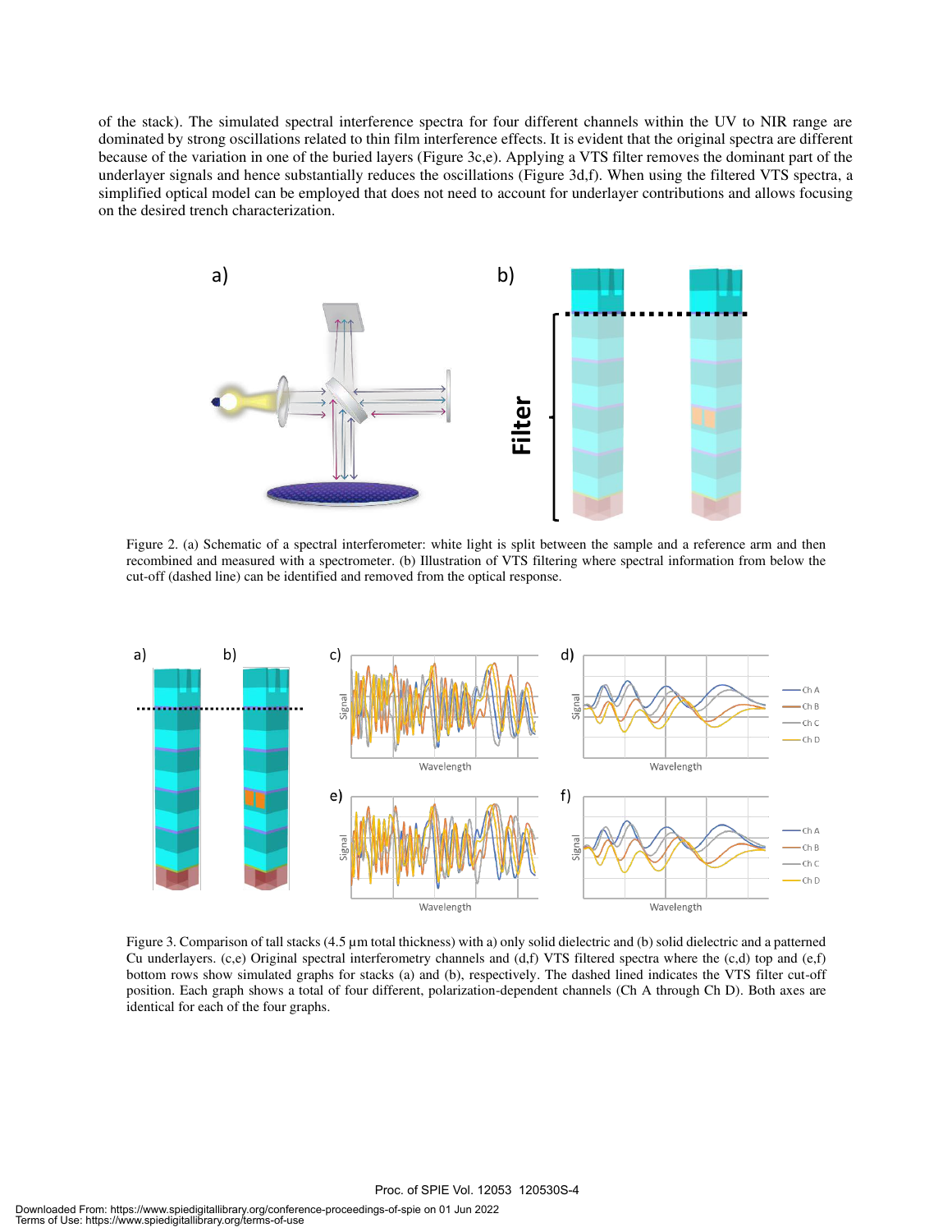of the stack). The simulated spectral interference spectra for four different channels within the UV to NIR range are dominated by strong oscillations related to thin film interference effects. It is evident that the original spectra are different because of the variation in one of the buried layers (Figure 3c,e). Applying a VTS filter removes the dominant part of the underlayer signals and hence substantially reduces the oscillations (Figure 3d,f). When using the filtered VTS spectra, a simplified optical model can be employed that does not need to account for underlayer contributions and allows focusing on the desired trench characterization.

Figure 2. (a) Schematic of a spectral interferometer: white light is split between the sample and a reference arm and then recombined and measured with a spectrometer. (b) Illustration of VTS filtering where spectral information from below the cut-off (dashed line) can be identified and removed from the optical response.

Figure 3. Comparison of tall stacks (4.5 µm total thickness) with a) only solid dielectric and (b) solid dielectric and a patterned Cu underlayers. (c,e) Original spectral interferometry channels and (d,f) VTS filtered spectra where the (c,d) top and (e,f) bottom rows show simulated graphs for stacks (a) and (b), respectively. The dashed lined indicates the VTS filter cut-off position. Each graph shows a total of four different, polarization-dependent channels (Ch A through Ch D). Both axes are identical for each of the four graphs.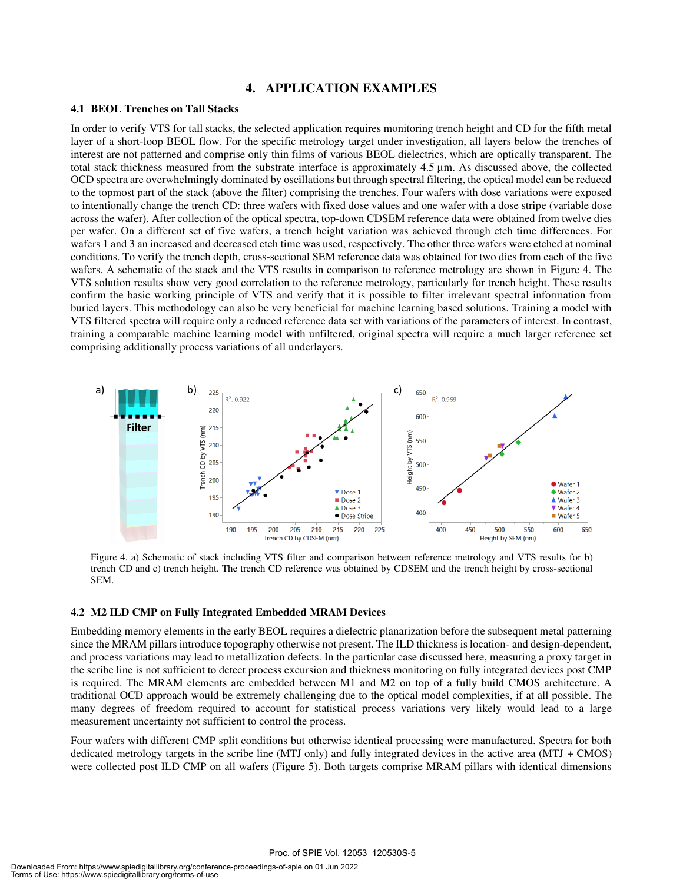# 4. APPLICATION EXAMPLES

## 4.1 BEOL Trenches on Tall Stacks

In order to verify VTS for tall stacks, the selected application requires monitoring trench height and CD for the fifth metal layer of a short-loop BEOL flow. For the specific metrology target under investigation, all layers below the trenches of interest are not patterned and comprise only thin films of various BEOL dielectrics, which are optically transparent. The total stack thickness measured from the substrate interface is approximately 4.5 µm. As discussed above, the collected OCD spectra are overwhelmingly dominated by oscillations but through spectral filtering, the optical model can be reduced to the topmost part of the stack (above the filter) comprising the trenches. Four wafers with dose variations were exposed to intentionally change the trench CD: three wafers with fixed dose values and one wafer with a dose stripe (variable dose across the wafer). After collection of the optical spectra, top-down CDSEM reference data were obtained from twelve dies per wafer. On a different set of five wafers, a trench height variation was achieved through etch time differences. For wafers 1 and 3 an increased and decreased etch time was used, respectively. The other three wafers were etched at nominal conditions. To verify the trench depth, cross-sectional SEM reference data was obtained for two dies from each of the five wafers. A schematic of the stack and the VTS results in comparison to reference metrology are shown in Figure 4. The VTS solution results show very good correlation to the reference metrology, particularly for trench height. These results confirm the basic working principle of VTS and verify that it is possible to filter irrelevant spectral information from buried layers. This methodology can also be very beneficial for machine learning based solutions. Training a model with VTS filtered spectra will require only a reduced reference data set with variations of the parameters of interest. In contrast, training a comparable machine learning model with unfiltered, original spectra will require a much larger reference set comprising additionally process variations of all underlayers.

Figure 4. a) Schematic of stack including VTS filter and comparison between reference metrology and VTS results for b) trench CD and c) trench height. The trench CD reference was obtained by CDSEM and the trench height by cross-sectional SEM.

## 4.2 M2 ILD CMP on Fully Integrated Embedded MRAM Devices

Embedding memory elements in the early BEOL requires a dielectric planarization before the subsequent metal patterning since the MRAM pillars introduce topography otherwise not present. The ILD thickness is location- and design-dependent, and process variations may lead to metallization defects. In the particular case discussed here, measuring a proxy target in the scribe line is not sufficient to detect process excursion and thickness monitoring on fully integrated devices post CMP is required. The MRAM elements are embedded between M1 and M2 on top of a fully build CMOS architecture. A traditional OCD approach would be extremely challenging due to the optical model complexities, if at all possible. The many degrees of freedom required to account for statistical process variations very likely would lead to a large measurement uncertainty not sufficient to control the process.

Four wafers with different CMP split conditions but otherwise identical processing were manufactured. Spectra for both dedicated metrology targets in the scribe line (MTJ only) and fully integrated devices in the active area (MTJ + CMOS) were collected post ILD CMP on all wafers (Figure 5). Both targets comprise MRAM pillars with identical dimensions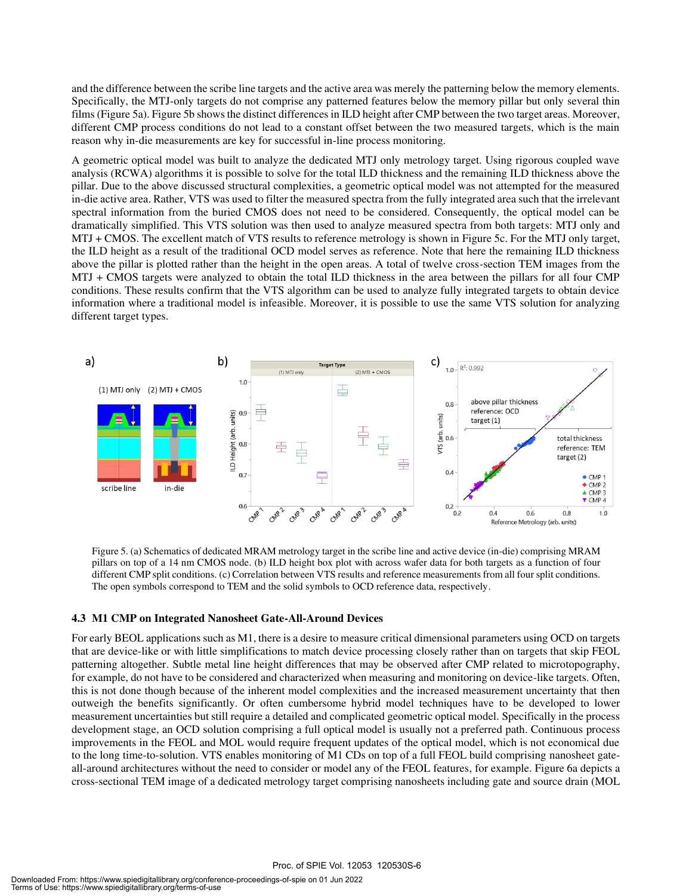and the difference between the scribe line targets and the active area was merely the patterning below the memory elements. Specifically, the MTJ-only targets do not comprise any patterned features below the memory pillar but only several thin films (Figure 5a). Figure 5b shows the distinct differences in ILD height after CMP between the two target areas. Moreover, different CMP process conditions do not lead to a constant offset between the two measured targets, which is the main reason why in-die measurements are key for successful in-line process monitoring.

A geometric optical model was built to analyze the dedicated MTJ only metrology target. Using rigorous coupled wave analysis (RCWA) algorithms it is possible to solve for the total ILD thickness and the remaining ILD thickness above the pillar. Due to the above discussed structural complexities, a geometric optical model was not attempted for the measured in-die active area. Rather, VTS was used to filter the measured spectra from the fully integrated area such that the irrelevant spectral information from the buried CMOS does not need to be considered. Consequently, the optical model can be dramatically simplified. This VTS solution was then used to analyze measured spectra from both targets: MTJ only and MTJ + CMOS. The excellent match of VTS results to reference metrology is shown in Figure 5c. For the MTJ only target, the ILD height as a result of the traditional OCD model serves as reference. Note that here the remaining ILD thickness above the pillar is plotted rather than the height in the open areas. A total of twelve cross-section TEM images from the MTJ + CMOS targets were analyzed to obtain the total ILD thickness in the area between the pillars for all four CMP conditions. These results confirm that the VTS algorithm can be used to analyze fully integrated targets to obtain device information where a traditional model is infeasible. Moreover, it is possible to use the same VTS solution for analyzing different target types.

Figure 5. (a) Schematics of dedicated MRAM metrology target in the scribe line and active device (in-die) comprising MRAM pillars on top of a 14 nm CMOS node. (b) ILD height box plot with across wafer data for both targets as a function of four different CMP split conditions. (c) Correlation between VTS results and reference measurements from all four split conditions. The open symbols correspond to TEM and the solid symbols to OCD reference data, respectively.

### 4.3 M1 CMP on Integrated Nanosheet Gate-All-Around Devices

For early BEOL applications such as M1, there is a desire to measure critical dimensional parameters using OCD on targets that are device-like or with little simplifications to match device processing closely rather than on targets that skip FEOL patterning altogether. Subtle metal line height differences that may be observed after CMP related to microtopography, for example, do not have to be considered and characterized when measuring and monitoring on device-like targets. Often, this is not done though because of the inherent model complexities and the increased measurement uncertainty that then outweigh the benefits significantly. Or often cumbersome hybrid model techniques have to be developed to lower measurement uncertainties but still require a detailed and complicated geometric optical model. Specifically in the process development stage, an OCD solution comprising a full optical model is usually not a preferred path. Continuous process improvements in the FEOL and MOL would require frequent updates of the optical model, which is not economical due to the long time-to-solution. VTS enables monitoring of M1 CDs on top of a full FEOL build comprising nanosheet gate-all-around architectures without the need to consider or model any of the FEOL features, for example. Figure 6a depicts a cross-sectional TEM image of a dedicated metrology target comprising nanosheets including gate and source drain (MOL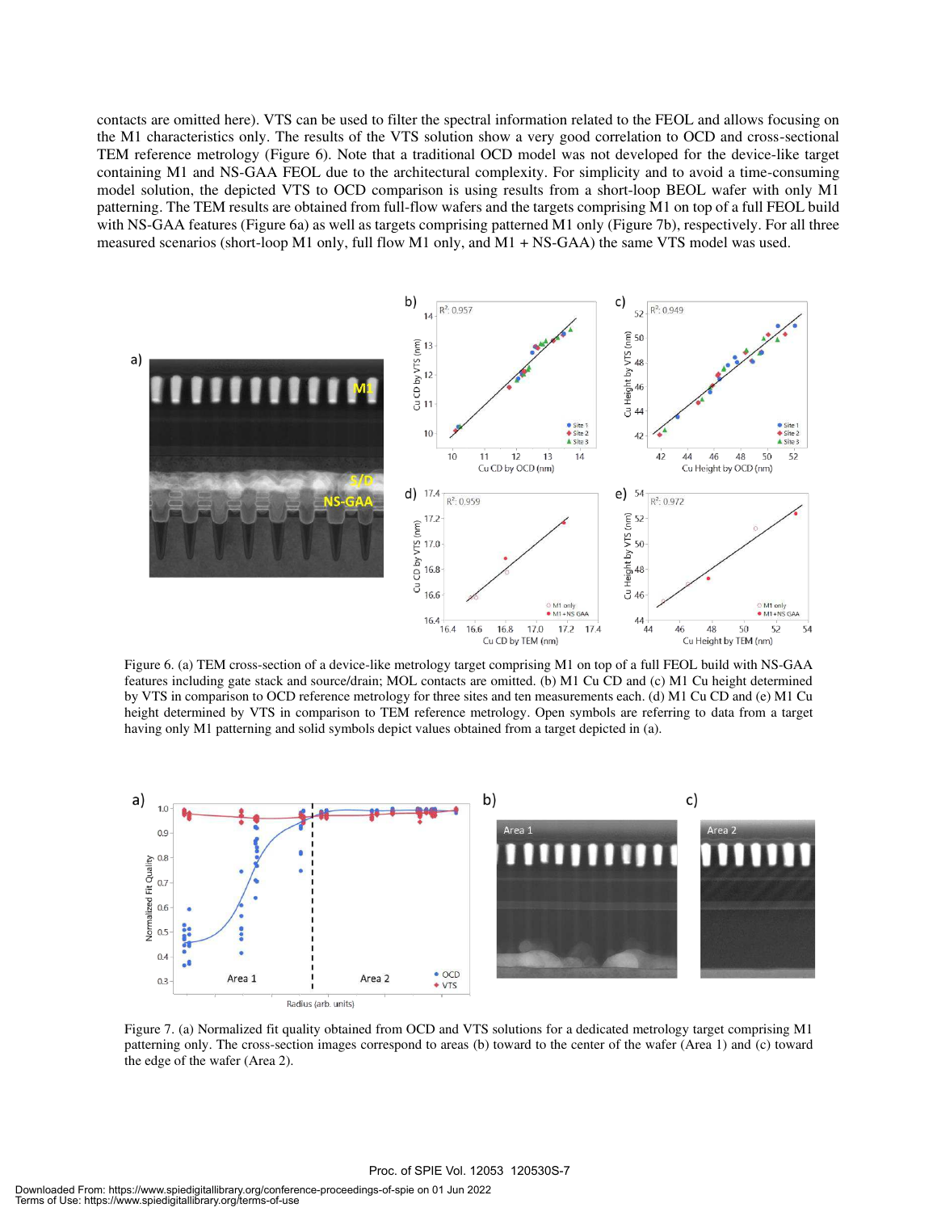contacts are omitted here). VTS can be used to filter the spectral information related to the FEOL and allows focusing on the M1 characteristics only. The results of the VTS solution show a very good correlation to OCD and cross-sectional TEM reference metrology (Figure 6). Note that a traditional OCD model was not developed for the device-like target containing M1 and NS-GAA FEOL due to the architectural complexity. For simplicity and to avoid a time-consuming model solution, the depicted VTS to OCD comparison is using results from a short-loop BEOL wafer with only M1 patterning. The TEM results are obtained from full-flow wafers and the targets comprising M1 on top of a full FEOL build with NS-GAA features (Figure 6a) as well as targets comprising patterned M1 only (Figure 7b), respectively. For all three measured scenarios (short-loop M1 only, full flow M1 only, and M1 + NS-GAA) the same VTS model was used.

Figure 6. (a) TEM cross-section of a device-like metrology target comprising M1 on top of a full FEOL build with NS-GAA features including gate stack and source/drain; MOL contacts are omitted. (b) M1 Cu CD and (c) M1 Cu height determined by VTS in comparison to OCD reference metrology for three sites and ten measurements each. (d) M1 Cu CD and (e) M1 Cu height determined by VTS in comparison to TEM reference metrology. Open symbols are referring to data from a target having only M1 patterning and solid symbols depict values obtained from a target depicted in (a).

Figure 7. (a) Normalized fit quality obtained from OCD and VTS solutions for a dedicated metrology target comprising M1 patterning only. The cross-section images correspond to areas (b) toward to the center of the wafer (Area 1) and (c) toward the edge of the wafer (Area 2).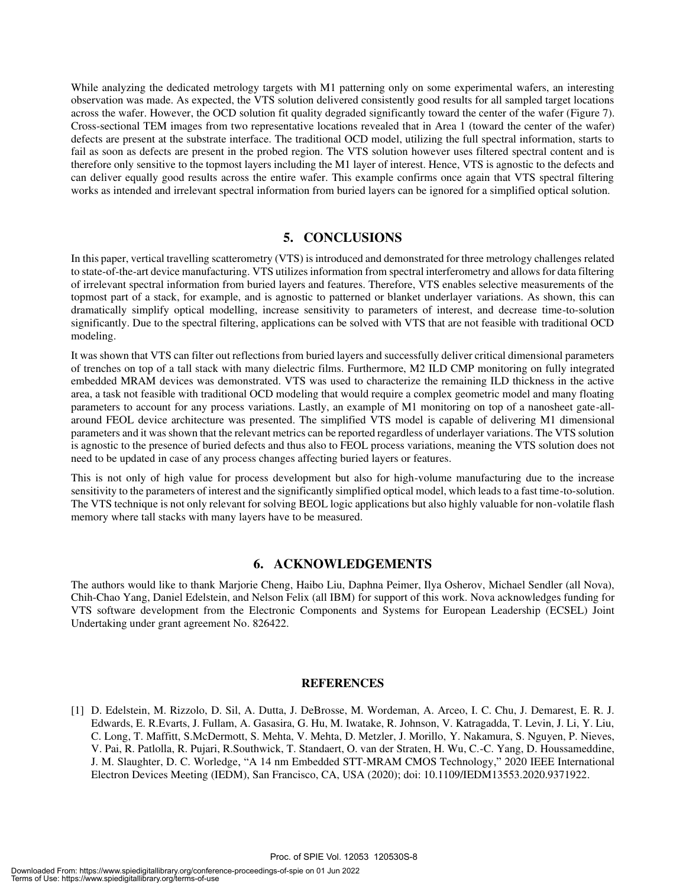While analyzing the dedicated metrology targets with M1 patterning only on some experimental wafers, an interesting observation was made. As expected, the VTS solution delivered consistently good results for all sampled target locations across the wafer. However, the OCD solution fit quality degraded significantly toward the center of the wafer (Figure 7). Cross-sectional TEM images from two representative locations revealed that in Area 1 (toward the center of the wafer) defects are present at the substrate interface. The traditional OCD model, utilizing the full spectral information, starts to fail as soon as defects are present in the probed region. The VTS solution however uses filtered spectral content and is therefore only sensitive to the topmost layers including the M1 layer of interest. Hence, VTS is agnostic to the defects and can deliver equally good results across the entire wafer. This example confirms once again that VTS spectral filtering works as intended and irrelevant spectral information from buried layers can be ignored for a simplified optical solution.

## 5. CONCLUSIONS

In this paper, vertical travelling scatterometry (VTS) is introduced and demonstrated for three metrology challenges related to state-of-the-art device manufacturing. VTS utilizes information from spectral interferometry and allows for data filtering of irrelevant spectral information from buried layers and features. Therefore, VTS enables selective measurements of the topmost part of a stack, for example, and is agnostic to patterned or blanket underlayer variations. As shown, this can dramatically simplify optical modelling, increase sensitivity to parameters of interest, and decrease time-to-solution significantly. Due to the spectral filtering, applications can be solved with VTS that are not feasible with traditional OCD modeling.

It was shown that VTS can filter out reflections from buried layers and successfully deliver critical dimensional parameters of trenches on top of a tall stack with many dielectric films. Furthermore, M2 ILD CMP monitoring on fully integrated embedded MRAM devices was demonstrated. VTS was used to characterize the remaining ILD thickness in the active area, a task not feasible with traditional OCD modeling that would require a complex geometric model and many floating parameters to account for any process variations. Lastly, an example of M1 monitoring on top of a nanosheet gate-all-around FEOL device architecture was presented. The simplified VTS model is capable of delivering M1 dimensional parameters and it was shown that the relevant metrics can be reported regardless of underlayer variations. The VTS solution is agnostic to the presence of buried defects and thus also to FEOL process variations, meaning the VTS solution does not need to be updated in case of any process changes affecting buried layers or features.

This is not only of high value for process development but also for high-volume manufacturing due to the increase sensitivity to the parameters of interest and the significantly simplified optical model, which leads to a fast time-to-solution. The VTS technique is not only relevant for solving BEOL logic applications but also highly valuable for non-volatile flash memory where tall stacks with many layers have to be measured.

## 6. ACKNOWLEDGEMENTS

The authors would like to thank Marjorie Cheng, Haibo Liu, Daphna Peimer, Ilya Osherov, Michael Sendler (all Nova), Chih-Chao Yang, Daniel Edelstein, and Nelson Felix (all IBM) for support of this work. Nova acknowledges funding for VTS software development from the Electronic Components and Systems for European Leadership (ECSEL) Joint Undertaking under grant agreement No. 826422.

## REFERENCES

[1] D. Edelstein, M. Rizzolo, D. Sil, A. Dutta, J. DeBrosse, M. Wordeman, A. Arceo, I. C. Chu, J. Demarest, E. R. J. Edwards, E. R.Evarts, J. Fullam, A. Gasasira, G. Hu, M. Iwatake, R. Johnson, V. Katragadda, T. Levin, J. Li, Y. Liu, C. Long, T. Maffitt, S.McDermott, S. Mehta, V. Mehta, D. Metzler, J. Morillo, Y. Nakamura, S. Nguyen, P. Nieves, V. Pai, R. Patlolla, R. Pujari, R.Southwick, T. Standaert, O. van der Straten, H. Wu, C.-C. Yang, D. Houssameddine, J. M. Slaughter, D. C. Worledge, "A 14 nm Embedded STT-MRAM CMOS Technology," 2020 IEEE International Electron Devices Meeting (IEDM), San Francisco, CA, USA (2020); doi: 10.1109/IEDM13553.2020.9371922.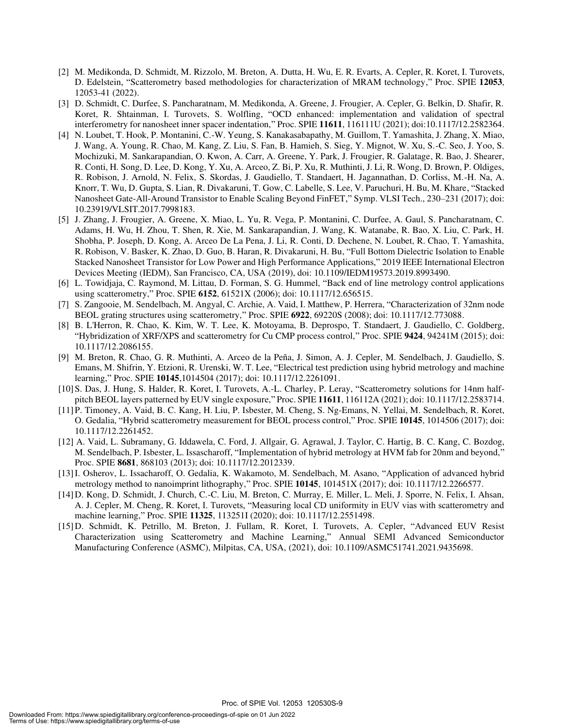[2] M. Medikonda, D. Schmidt, M. Rizzolo, M. Breton, A. Dutta, H. Wu, E. R. Evarts, A. Cepler, R. Koret, I. Turovets, D. Edelstein, "Scatterometry based methodologies for characterization of MRAM technology," Proc. SPIE **12053**, 12053-41 (2022).

[3] D. Schmidt, C. Durfee, S. Pancharatnam, M. Medikonda, A. Greene, J. Frougier, A. Cepler, G. Belkin, D. Shafir, R. Koret, R. Shtainman, I. Turovets, S. Wolfling, "OCD enhanced: implementation and validation of spectral interferometry for nanosheet inner spacer indentation," Proc. SPIE **11611**, 116111U (2021); doi:10.1117/12.2582364.

[4] N. Loubet, T. Hook, P. Montanini, C.-W. Yeung, S. Kanakasabapathy, M. Guillom, T. Yamashita, J. Zhang, X. Miao, J. Wang, A. Young, R. Chao, M. Kang, Z. Liu, S. Fan, B. Hamieh, S. Sieg, Y. Mignot, W. Xu, S.-C. Seo, J. Yoo, S. Mochizuki, M. Sankarapandian, O. Kwon, A. Carr, A. Greene, Y. Park, J. Frougier, R. Galatage, R. Bao, J. Shearer, R. Conti, H. Song, D. Lee, D. Kong, Y. Xu, A. Arceo, Z. Bi, P. Xu, R. Muthinti, J. Li, R. Wong, D. Brown, P. Oldiges, R. Robison, J. Arnold, N. Felix, S. Skordas, J. Gaudiello, T. Standaert, H. Jagannathan, D. Corliss, M.-H. Na, A. Knorr, T. Wu, D. Gupta, S. Lian, R. Divakaruni, T. Gow, C. Labelle, S. Lee, V. Paruchuri, H. Bu, M. Khare, "Stacked Nanosheet Gate-All-Around Transistor to Enable Scaling Beyond FinFET," Symp. VLSI Tech., 230–231 (2017); doi: 10.23919/VLSIT.2017.7998183.

[5] J. Zhang, J. Frougier, A. Greene, X. Miao, L. Yu, R. Vega, P. Montanini, C. Durfee, A. Gaul, S. Pancharatnam, C. Adams, H. Wu, H. Zhou, T. Shen, R. Xie, M. Sankarapandian, J. Wang, K. Watanabe, R. Bao, X. Liu, C. Park, H. Shobha, P. Joseph, D. Kong, A. Arceo De La Pena, J. Li, R. Conti, D. Dechene, N. Loubet, R. Chao, T. Yamashita, R. Robison, V. Basker, K. Zhao, D. Guo, B. Haran, R. Divakaruni, H. Bu, "Full Bottom Dielectric Isolation to Enable Stacked Nanosheet Transistor for Low Power and High Performance Applications," 2019 IEEE International Electron Devices Meeting (IEDM), San Francisco, CA, USA (2019), doi: 10.1109/IEDM19573.2019.8993490.

[6] L. Towidjaja, C. Raymond, M. Littau, D. Forman, S. G. Hummel, "Back end of line metrology control applications using scatterometry," Proc. SPIE **6152**, 61521X (2006); doi: 10.1117/12.656515.

[7] S. Zangooie, M. Sendelbach, M. Angyal, C. Archie, A. Vaid, I. Matthew, P. Herrera, "Characterization of 32nm node BEOL grating structures using scatterometry," Proc. SPIE **6922**, 69220S (2008); doi: 10.1117/12.773088.

[8] B. L'Herron, R. Chao, K. Kim, W. T. Lee, K. Motoyama, B. Deprospo, T. Standaert, J. Gaudiello, C. Goldberg, "Hybridization of XRF/XPS and scatterometry for Cu CMP process control," Proc. SPIE **9424**, 94241M (2015); doi: 10.1117/12.2086155.

[9] M. Breton, R. Chao, G. R. Muthinti, A. Arceo de la Peña, J. Simon, A. J. Cepler, M. Sendelbach, J. Gaudiello, S. Emans, M. Shifrin, Y. Etzioni, R. Urenski, W. T. Lee, "Electrical test prediction using hybrid metrology and machine learning," Proc. SPIE **10145**,1014504 (2017); doi: 10.1117/12.2261091.

[10] S. Das, J. Hung, S. Halder, R. Koret, I. Turovets, A.-L. Charley, P. Leray, "Scatterometry solutions for 14nm half-pitch BEOL layers patterned by EUV single exposure," Proc. SPIE **11611**, 116112A (2021); doi: 10.1117/12.2583714.

[11] P. Timoney, A. Vaid, B. C. Kang, H. Liu, P. Isbester, M. Cheng, S. Ng-Emans, N. Yellai, M. Sendelbach, R. Koret, O. Gedalia, "Hybrid scatterometry measurement for BEOL process control," Proc. SPIE **10145**, 1014506 (2017); doi: 10.1117/12.2261452.

[12] A. Vaid, L. Subramany, G. Iddawela, C. Ford, J. Allgair, G. Agrawal, J. Taylor, C. Hartig, B. C. Kang, C. Bozdog, M. Sendelbach, P. Isbester, L. Issascharoff, "Implementation of hybrid metrology at HVM fab for 20nm and beyond," Proc. SPIE **8681**, 868103 (2013); doi: 10.1117/12.2012339.

[13] I. Osherov, L. Issacharoff, O. Gedalia, K. Wakamoto, M. Sendelbach, M. Asano, "Application of advanced hybrid metrology method to nanoimprint lithography," Proc. SPIE **10145**, 101451X (2017); doi: 10.1117/12.2266577.

[14] D. Kong, D. Schmidt, J. Church, C.-C. Liu, M. Breton, C. Murray, E. Miller, L. Meli, J. Sporre, N. Felix, I. Ahsan, A. J. Cepler, M. Cheng, R. Koret, I. Turovets, "Measuring local CD uniformity in EUV vias with scatterometry and machine learning," Proc. SPIE **11325**, 113251I (2020); doi: 10.1117/12.2551498.

[15] D. Schmidt, K. Petrillo, M. Breton, J. Fullam, R. Koret, I. Turovets, A. Cepler, "Advanced EUV Resist Characterization using Scatterometry and Machine Learning," Annual SEMI Advanced Semiconductor Manufacturing Conference (ASMC), Milpitas, CA, USA, (2021), doi: 10.1109/ASMC51741.2021.9435698.